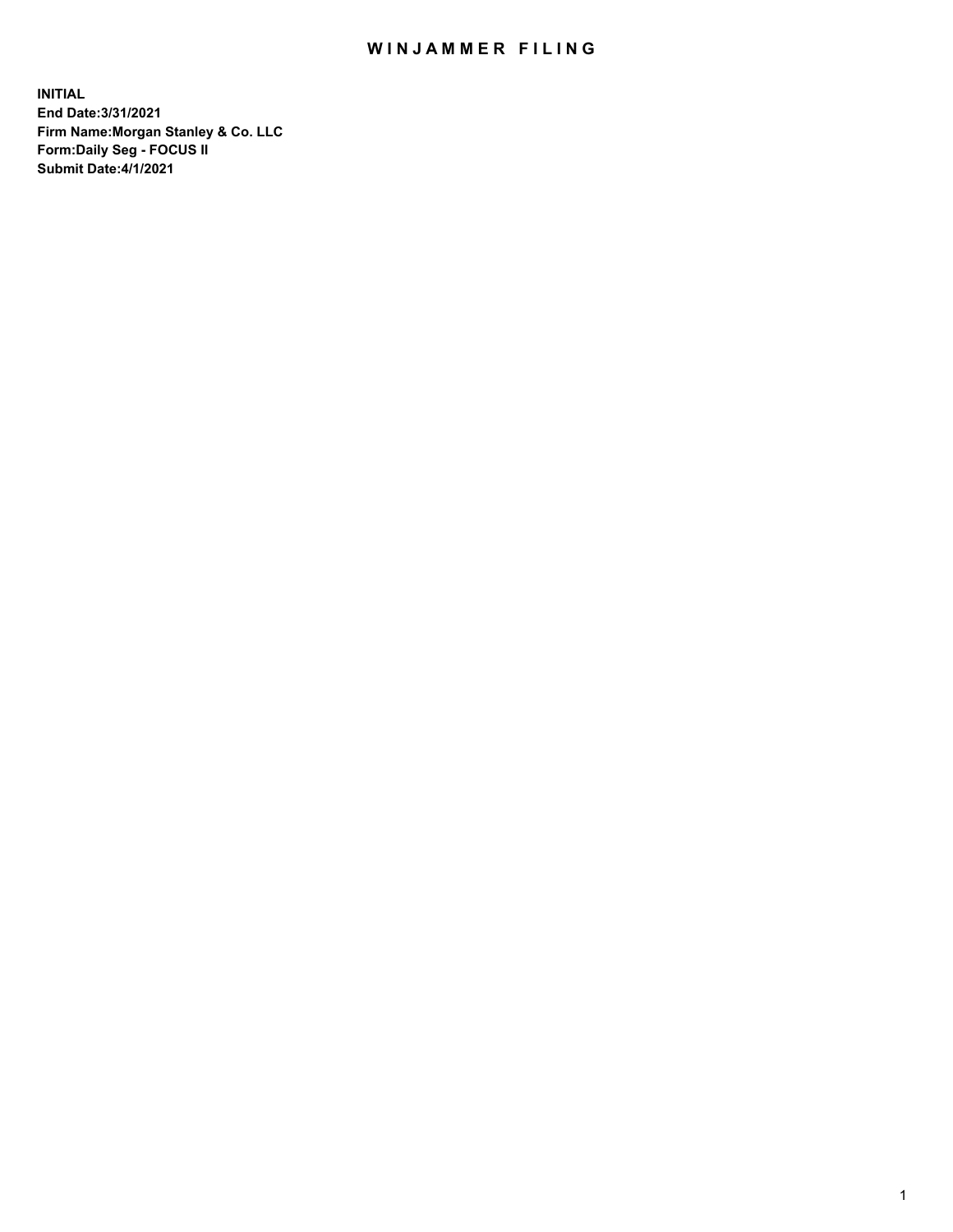# WINJAMMER FILING

**INITIAL**
**End Date:3/31/2021**
**Firm Name:Morgan Stanley & Co. LLC**
**Form:Daily Seg - FOCUS II**
**Submit Date:4/1/2021**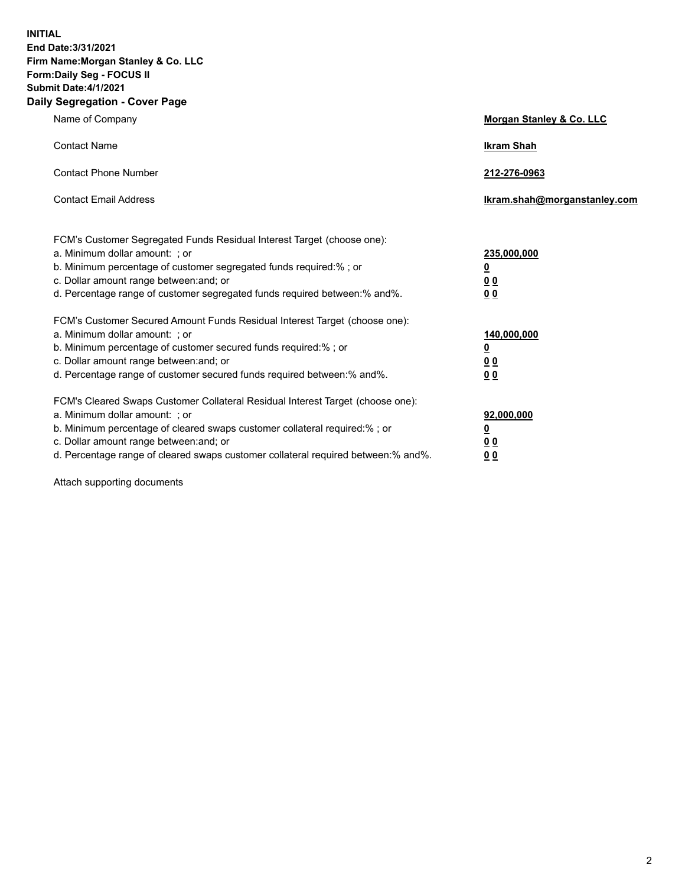**INITIAL**
**End Date:3/31/2021**
**Firm Name:Morgan Stanley & Co. LLC**
**Form:Daily Seg - FOCUS II**
**Submit Date:4/1/2021**

## Daily Segregation - Cover Page

| | |
|---|---|
| Name of Company | **Morgan Stanley & Co. LLC** |
| Contact Name | **Ikram Shah** |
| Contact Phone Number | **212-276-0963** |
| Contact Email Address | **Ikram.shah@morganstanley.com** |

| | |
|---|---|
| FCM's Customer Segregated Funds Residual Interest Target (choose one): | |
| a. Minimum dollar amount: ; or | **235,000,000** |
| b. Minimum percentage of customer segregated funds required:% ; or | **0** |
| c. Dollar amount range between:and; or | **0 0** |
| d. Percentage range of customer segregated funds required between:% and%. | **0 0** |
| FCM's Customer Secured Amount Funds Residual Interest Target (choose one): | |
| a. Minimum dollar amount: ; or | **140,000,000** |
| b. Minimum percentage of customer secured funds required:% ; or | **0** |
| c. Dollar amount range between:and; or | **0 0** |
| d. Percentage range of customer secured funds required between:% and%. | **0 0** |
| FCM's Cleared Swaps Customer Collateral Residual Interest Target (choose one): | |
| a. Minimum dollar amount: ; or | **92,000,000** |
| b. Minimum percentage of cleared swaps customer collateral required:% ; or | **0** |
| c. Dollar amount range between:and; or | **0 0** |
| d. Percentage range of cleared swaps customer collateral required between:% and%. | **0 0** |

Attach supporting documents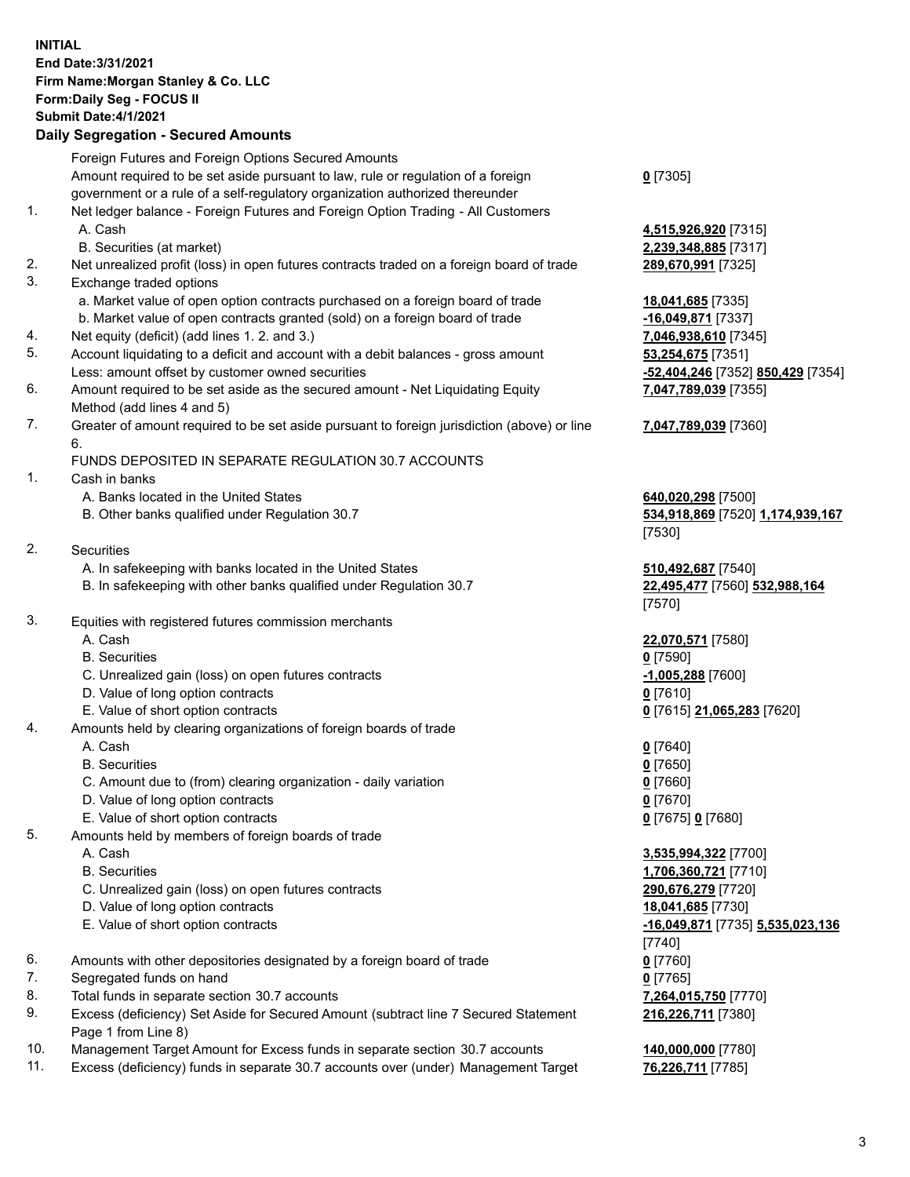**INITIAL**
**End Date:3/31/2021**
**Firm Name:Morgan Stanley & Co. LLC**
**Form:Daily Seg - FOCUS II**
**Submit Date:4/1/2021**

## Daily Segregation - Secured Amounts

| | | |
|---|---|---|
| | Foreign Futures and Foreign Options Secured Amounts | |
| | Amount required to be set aside pursuant to law, rule or regulation of a foreign government or a rule of a self-regulatory organization authorized thereunder | **0** [7305] |
| 1. | Net ledger balance - Foreign Futures and Foreign Option Trading - All Customers | |
| | A. Cash | **4,515,926,920** [7315] |
| | B. Securities (at market) | **2,239,348,885** [7317] |
| 2. | Net unrealized profit (loss) in open futures contracts traded on a foreign board of trade | **289,670,991** [7325] |
| 3. | Exchange traded options | |
| | a. Market value of open option contracts purchased on a foreign board of trade | **18,041,685** [7335] |
| | b. Market value of open contracts granted (sold) on a foreign board of trade | **-16,049,871** [7337] |
| 4. | Net equity (deficit) (add lines 1. 2. and 3.) | **7,046,938,610** [7345] |
| 5. | Account liquidating to a deficit and account with a debit balances - gross amount | **53,254,675** [7351] |
| | Less: amount offset by customer owned securities | **-52,404,246** [7352] **850,429** [7354] |
| 6. | Amount required to be set aside as the secured amount - Net Liquidating Equity Method (add lines 4 and 5) | **7,047,789,039** [7355] |
| 7. | Greater of amount required to be set aside pursuant to foreign jurisdiction (above) or line 6. | **7,047,789,039** [7360] |
| | FUNDS DEPOSITED IN SEPARATE REGULATION 30.7 ACCOUNTS | |
| 1. | Cash in banks | |
| | A. Banks located in the United States | **640,020,298** [7500] |
| | B. Other banks qualified under Regulation 30.7 | **534,918,869** [7520] **1,174,939,167** [7530] |
| 2. | Securities | |
| | A. In safekeeping with banks located in the United States | **510,492,687** [7540] |
| | B. In safekeeping with other banks qualified under Regulation 30.7 | **22,495,477** [7560] **532,988,164** [7570] |
| 3. | Equities with registered futures commission merchants | |
| | A. Cash | **22,070,571** [7580] |
| | B. Securities | **0** [7590] |
| | C. Unrealized gain (loss) on open futures contracts | **-1,005,288** [7600] |
| | D. Value of long option contracts | **0** [7610] |
| | E. Value of short option contracts | **0** [7615] **21,065,283** [7620] |
| 4. | Amounts held by clearing organizations of foreign boards of trade | |
| | A. Cash | **0** [7640] |
| | B. Securities | **0** [7650] |
| | C. Amount due to (from) clearing organization - daily variation | **0** [7660] |
| | D. Value of long option contracts | **0** [7670] |
| | E. Value of short option contracts | **0** [7675] **0** [7680] |
| 5. | Amounts held by members of foreign boards of trade | |
| | A. Cash | **3,535,994,322** [7700] |
| | B. Securities | **1,706,360,721** [7710] |
| | C. Unrealized gain (loss) on open futures contracts | **290,676,279** [7720] |
| | D. Value of long option contracts | **18,041,685** [7730] |
| | E. Value of short option contracts | **-16,049,871** [7735] **5,535,023,136** [7740] |
| 6. | Amounts with other depositories designated by a foreign board of trade | **0** [7760] |
| 7. | Segregated funds on hand | **0** [7765] |
| 8. | Total funds in separate section 30.7 accounts | **7,264,015,750** [7770] |
| 9. | Excess (deficiency) Set Aside for Secured Amount (subtract line 7 Secured Statement Page 1 from Line 8) | **216,226,711** [7380] |
| 10. | Management Target Amount for Excess funds in separate section 30.7 accounts | **140,000,000** [7780] |
| 11. | Excess (deficiency) funds in separate 30.7 accounts over (under) Management Target | **76,226,711** [7785] |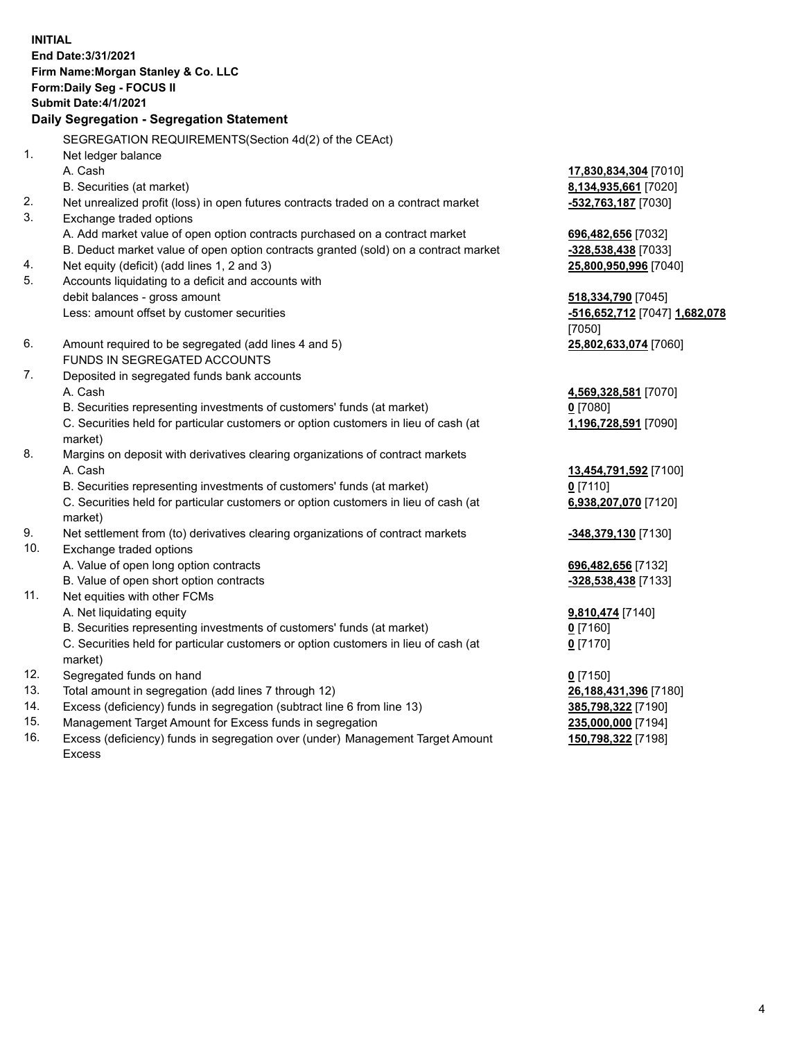**INITIAL**
**End Date:3/31/2021**
**Firm Name:Morgan Stanley & Co. LLC**
**Form:Daily Seg - FOCUS II**
**Submit Date:4/1/2021**

**Daily Segregation - Segregation Statement**

| | | |
|---|---|---|
| | SEGREGATION REQUIREMENTS(Section 4d(2) of the CEAct) | |
| 1. | Net ledger balance | |
| | A. Cash | **17,830,834,304** [7010] |
| | B. Securities (at market) | **8,134,935,661** [7020] |
| 2. | Net unrealized profit (loss) in open futures contracts traded on a contract market | **-532,763,187** [7030] |
| 3. | Exchange traded options | |
| | A. Add market value of open option contracts purchased on a contract market | **696,482,656** [7032] |
| | B. Deduct market value of open option contracts granted (sold) on a contract market | **-328,538,438** [7033] |
| 4. | Net equity (deficit) (add lines 1, 2 and 3) | **25,800,950,996** [7040] |
| 5. | Accounts liquidating to a deficit and accounts with debit balances - gross amount | **518,334,790** [7045] |
| | Less: amount offset by customer securities | **-516,652,712** [7047] **1,682,078** [7050] |
| 6. | Amount required to be segregated (add lines 4 and 5) | **25,802,633,074** [7060] |
| | FUNDS IN SEGREGATED ACCOUNTS | |
| 7. | Deposited in segregated funds bank accounts | |
| | A. Cash | **4,569,328,581** [7070] |
| | B. Securities representing investments of customers' funds (at market) | **0** [7080] |
| | C. Securities held for particular customers or option customers in lieu of cash (at market) | **1,196,728,591** [7090] |
| 8. | Margins on deposit with derivatives clearing organizations of contract markets | |
| | A. Cash | **13,454,791,592** [7100] |
| | B. Securities representing investments of customers' funds (at market) | **0** [7110] |
| | C. Securities held for particular customers or option customers in lieu of cash (at market) | **6,938,207,070** [7120] |
| 9. | Net settlement from (to) derivatives clearing organizations of contract markets | **-348,379,130** [7130] |
| 10. | Exchange traded options | |
| | A. Value of open long option contracts | **696,482,656** [7132] |
| | B. Value of open short option contracts | **-328,538,438** [7133] |
| 11. | Net equities with other FCMs | |
| | A. Net liquidating equity | **9,810,474** [7140] |
| | B. Securities representing investments of customers' funds (at market) | **0** [7160] |
| | C. Securities held for particular customers or option customers in lieu of cash (at market) | **0** [7170] |
| 12. | Segregated funds on hand | **0** [7150] |
| 13. | Total amount in segregation (add lines 7 through 12) | **26,188,431,396** [7180] |
| 14. | Excess (deficiency) funds in segregation (subtract line 6 from line 13) | **385,798,322** [7190] |
| 15. | Management Target Amount for Excess funds in segregation | **235,000,000** [7194] |
| 16. | Excess (deficiency) funds in segregation over (under) Management Target Amount Excess | **150,798,322** [7198] |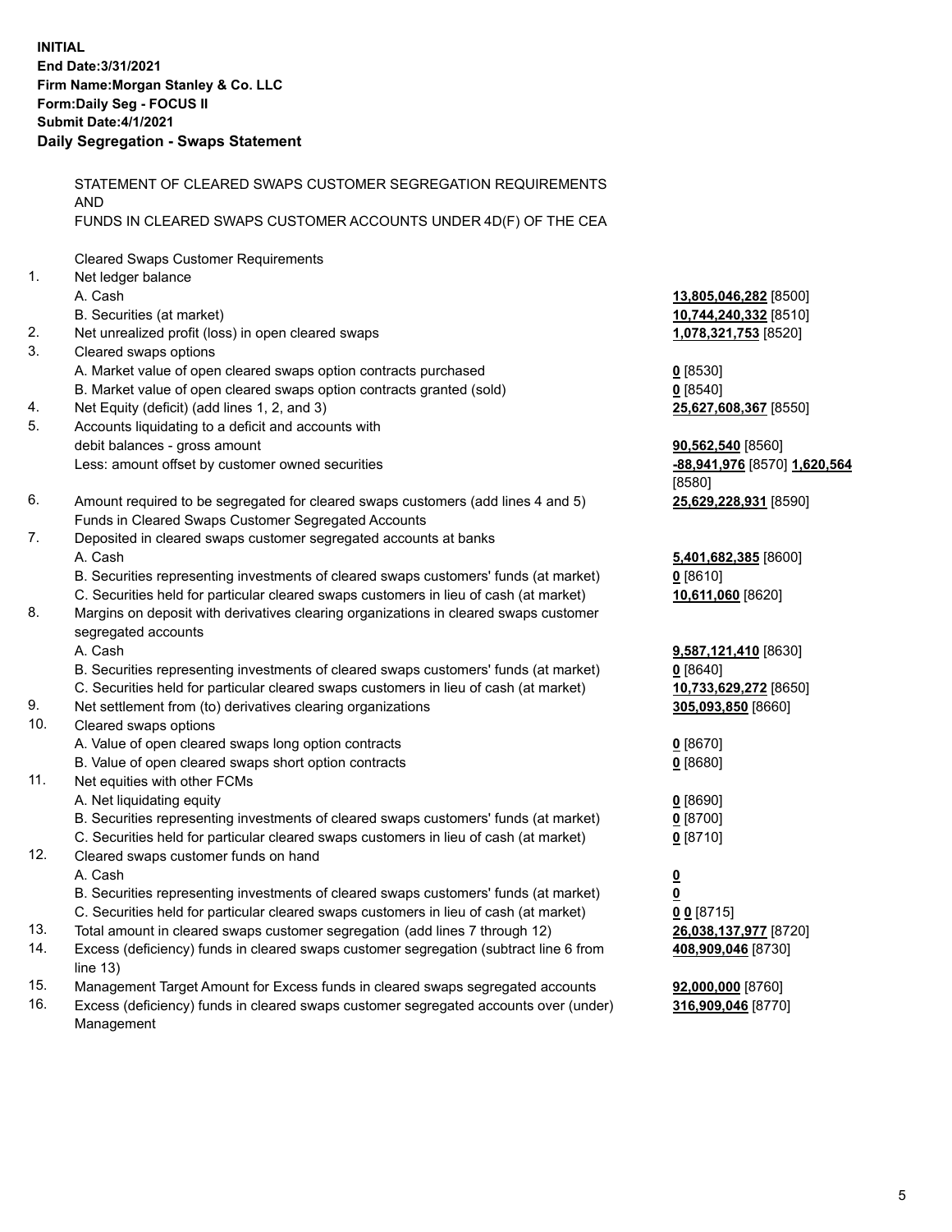**INITIAL**
**End Date:3/31/2021**
**Firm Name:Morgan Stanley & Co. LLC**
**Form:Daily Seg - FOCUS II**
**Submit Date:4/1/2021**
**Daily Segregation - Swaps Statement**

STATEMENT OF CLEARED SWAPS CUSTOMER SEGREGATION REQUIREMENTS AND FUNDS IN CLEARED SWAPS CUSTOMER ACCOUNTS UNDER 4D(F) OF THE CEA

| | | |
|---|---|---|
| | Cleared Swaps Customer Requirements | |
| 1. | Net ledger balance | |
| | A. Cash | **13,805,046,282** [8500] |
| | B. Securities (at market) | **10,744,240,332** [8510] |
| 2. | Net unrealized profit (loss) in open cleared swaps | **1,078,321,753** [8520] |
| 3. | Cleared swaps options | |
| | A. Market value of open cleared swaps option contracts purchased | **0** [8530] |
| | B. Market value of open cleared swaps option contracts granted (sold) | **0** [8540] |
| 4. | Net Equity (deficit) (add lines 1, 2, and 3) | **25,627,608,367** [8550] |
| 5. | Accounts liquidating to a deficit and accounts with debit balances - gross amount | **90,562,540** [8560] |
| | Less: amount offset by customer owned securities | **-88,941,976** [8570] **1,620,564** [8580] |
| 6. | Amount required to be segregated for cleared swaps customers (add lines 4 and 5) | **25,629,228,931** [8590] |
| | Funds in Cleared Swaps Customer Segregated Accounts | |
| 7. | Deposited in cleared swaps customer segregated accounts at banks | |
| | A. Cash | **5,401,682,385** [8600] |
| | B. Securities representing investments of cleared swaps customers' funds (at market) | **0** [8610] |
| | C. Securities held for particular cleared swaps customers in lieu of cash (at market) | **10,611,060** [8620] |
| 8. | Margins on deposit with derivatives clearing organizations in cleared swaps customer segregated accounts | |
| | A. Cash | **9,587,121,410** [8630] |
| | B. Securities representing investments of cleared swaps customers' funds (at market) | **0** [8640] |
| | C. Securities held for particular cleared swaps customers in lieu of cash (at market) | **10,733,629,272** [8650] |
| 9. | Net settlement from (to) derivatives clearing organizations | **305,093,850** [8660] |
| 10. | Cleared swaps options | |
| | A. Value of open cleared swaps long option contracts | **0** [8670] |
| | B. Value of open cleared swaps short option contracts | **0** [8680] |
| 11. | Net equities with other FCMs | |
| | A. Net liquidating equity | **0** [8690] |
| | B. Securities representing investments of cleared swaps customers' funds (at market) | **0** [8700] |
| | C. Securities held for particular cleared swaps customers in lieu of cash (at market) | **0** [8710] |
| 12. | Cleared swaps customer funds on hand | |
| | A. Cash | **0** |
| | B. Securities representing investments of cleared swaps customers' funds (at market) | **0** |
| | C. Securities held for particular cleared swaps customers in lieu of cash (at market) | **0** **0** [8715] |
| 13. | Total amount in cleared swaps customer segregation (add lines 7 through 12) | **26,038,137,977** [8720] |
| 14. | Excess (deficiency) funds in cleared swaps customer segregation (subtract line 6 from line 13) | **408,909,046** [8730] |
| 15. | Management Target Amount for Excess funds in cleared swaps segregated accounts | **92,000,000** [8760] |
| 16. | Excess (deficiency) funds in cleared swaps customer segregated accounts over (under) Management | **316,909,046** [8770] |